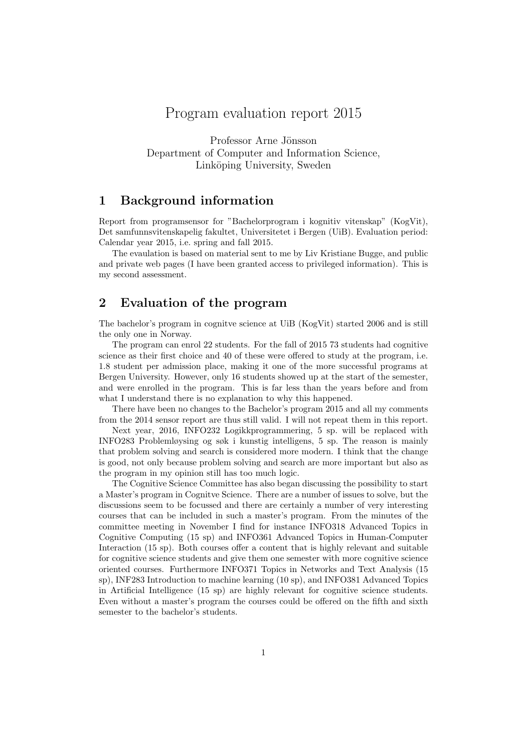# Program evaluation report 2015

Professor Arne Jönsson
Department of Computer and Information Science,
Linköping University, Sweden

## 1 Background information

Report from programsensor for "Bachelorprogram i kognitiv vitenskap" (KogVit), Det samfunnsvitenskapelig fakultet, Universitetet i Bergen (UiB). Evaluation period: Calendar year 2015, i.e. spring and fall 2015.

The evaulation is based on material sent to me by Liv Kristiane Bugge, and public and private web pages (I have been granted access to privileged information). This is my second assessment.

## 2 Evaluation of the program

The bachelor's program in cognitve science at UiB (KogVit) started 2006 and is still the only one in Norway.

The program can enrol 22 students. For the fall of 2015 73 students had cognitive science as their first choice and 40 of these were offered to study at the program, i.e. 1.8 student per admission place, making it one of the more successful programs at Bergen University. However, only 16 students showed up at the start of the semester, and were enrolled in the program. This is far less than the years before and from what I understand there is no explanation to why this happened.

There have been no changes to the Bachelor's program 2015 and all my comments from the 2014 sensor report are thus still valid. I will not repeat them in this report.

Next year, 2016, INFO232 Logikkprogrammering, 5 sp. will be replaced with INFO283 Problemløysing og søk i kunstig intelligens, 5 sp. The reason is mainly that problem solving and search is considered more modern. I think that the change is good, not only because problem solving and search are more important but also as the program in my opinion still has too much logic.

The Cognitive Science Committee has also began discussing the possibility to start a Master's program in Cognitve Science. There are a number of issues to solve, but the discussions seem to be focussed and there are certainly a number of very interesting courses that can be included in such a master's program. From the minutes of the committee meeting in November I find for instance INFO318 Advanced Topics in Cognitive Computing (15 sp) and INFO361 Advanced Topics in Human-Computer Interaction (15 sp). Both courses offer a content that is highly relevant and suitable for cognitive science students and give them one semester with more cognitive science oriented courses. Furthermore INFO371 Topics in Networks and Text Analysis (15 sp), INF283 Introduction to machine learning (10 sp), and INFO381 Advanced Topics in Artificial Intelligence (15 sp) are highly relevant for cognitive science students. Even without a master's program the courses could be offered on the fifth and sixth semester to the bachelor's students.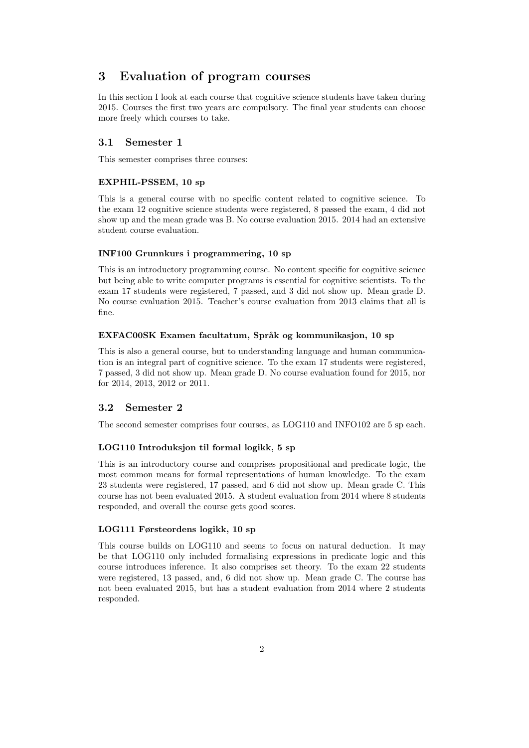# 3 Evaluation of program courses

In this section I look at each course that cognitive science students have taken during 2015. Courses the first two years are compulsory. The final year students can choose more freely which courses to take.

## 3.1 Semester 1

This semester comprises three courses:

**EXPHIL-PSSEM, 10 sp**

This is a general course with no specific content related to cognitive science. To the exam 12 cognitive science students were registered, 8 passed the exam, 4 did not show up and the mean grade was B. No course evaluation 2015. 2014 had an extensive student course evaluation.

**INF100 Grunnkurs i programmering, 10 sp**

This is an introductory programming course. No content specific for cognitive science but being able to write computer programs is essential for cognitive scientists. To the exam 17 students were registered, 7 passed, and 3 did not show up. Mean grade D. No course evaluation 2015. Teacher's course evaluation from 2013 claims that all is fine.

**EXFAC00SK Examen facultatum, Språk og kommunikasjon, 10 sp**

This is also a general course, but to understanding language and human communication is an integral part of cognitive science. To the exam 17 students were registered, 7 passed, 3 did not show up. Mean grade D. No course evaluation found for 2015, nor for 2014, 2013, 2012 or 2011.

## 3.2 Semester 2

The second semester comprises four courses, as LOG110 and INFO102 are 5 sp each.

**LOG110 Introduksjon til formal logikk, 5 sp**

This is an introductory course and comprises propositional and predicate logic, the most common means for formal representations of human knowledge. To the exam 23 students were registered, 17 passed, and 6 did not show up. Mean grade C. This course has not been evaluated 2015. A student evaluation from 2014 where 8 students responded, and overall the course gets good scores.

**LOG111 Førsteordens logikk, 10 sp**

This course builds on LOG110 and seems to focus on natural deduction. It may be that LOG110 only included formalising expressions in predicate logic and this course introduces inference. It also comprises set theory. To the exam 22 students were registered, 13 passed, and, 6 did not show up. Mean grade C. The course has not been evaluated 2015, but has a student evaluation from 2014 where 2 students responded.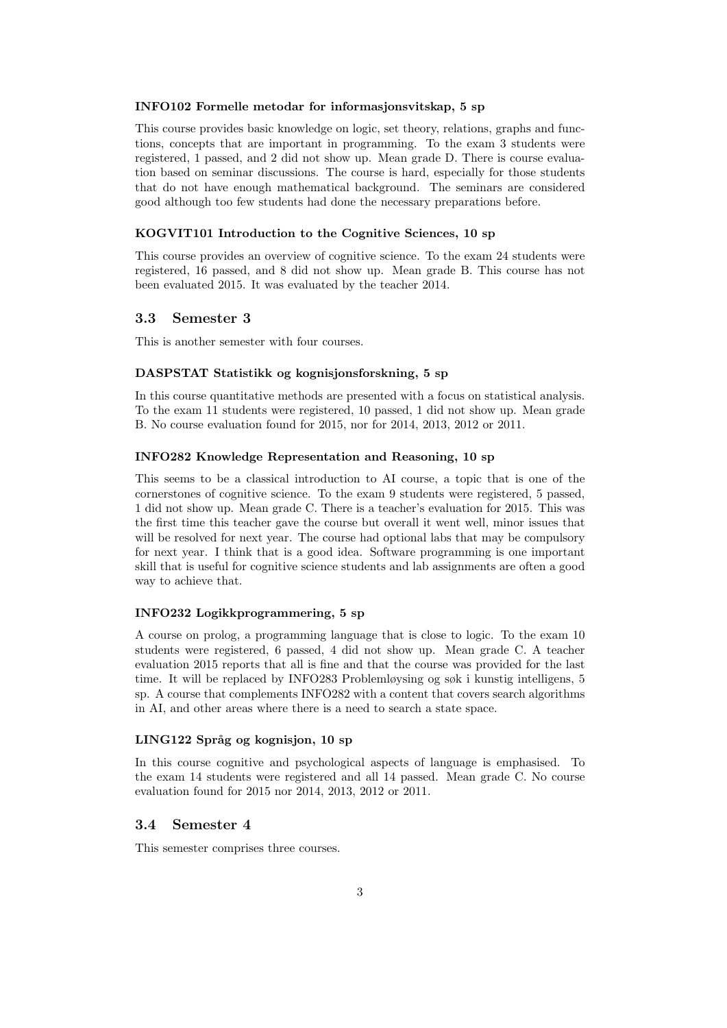#### INFO102 Formelle metodar for informasjonsvitskap, 5 sp

This course provides basic knowledge on logic, set theory, relations, graphs and functions, concepts that are important in programming. To the exam 3 students were registered, 1 passed, and 2 did not show up. Mean grade D. There is course evaluation based on seminar discussions. The course is hard, especially for those students that do not have enough mathematical background. The seminars are considered good although too few students had done the necessary preparations before.

#### KOGVIT101 Introduction to the Cognitive Sciences, 10 sp

This course provides an overview of cognitive science. To the exam 24 students were registered, 16 passed, and 8 did not show up. Mean grade B. This course has not been evaluated 2015. It was evaluated by the teacher 2014.

### 3.3 Semester 3

This is another semester with four courses.

#### DASPSTAT Statistikk og kognisjonsforskning, 5 sp

In this course quantitative methods are presented with a focus on statistical analysis. To the exam 11 students were registered, 10 passed, 1 did not show up. Mean grade B. No course evaluation found for 2015, nor for 2014, 2013, 2012 or 2011.

#### INFO282 Knowledge Representation and Reasoning, 10 sp

This seems to be a classical introduction to AI course, a topic that is one of the cornerstones of cognitive science. To the exam 9 students were registered, 5 passed, 1 did not show up. Mean grade C. There is a teacher's evaluation for 2015. This was the first time this teacher gave the course but overall it went well, minor issues that will be resolved for next year. The course had optional labs that may be compulsory for next year. I think that is a good idea. Software programming is one important skill that is useful for cognitive science students and lab assignments are often a good way to achieve that.

#### INFO232 Logikkprogrammering, 5 sp

A course on prolog, a programming language that is close to logic. To the exam 10 students were registered, 6 passed, 4 did not show up. Mean grade C. A teacher evaluation 2015 reports that all is fine and that the course was provided for the last time. It will be replaced by INFO283 Problemløysing og søk i kunstig intelligens, 5 sp. A course that complements INFO282 with a content that covers search algorithms in AI, and other areas where there is a need to search a state space.

#### LING122 Språg og kognisjon, 10 sp

In this course cognitive and psychological aspects of language is emphasised. To the exam 14 students were registered and all 14 passed. Mean grade C. No course evaluation found for 2015 nor 2014, 2013, 2012 or 2011.

### 3.4 Semester 4

This semester comprises three courses.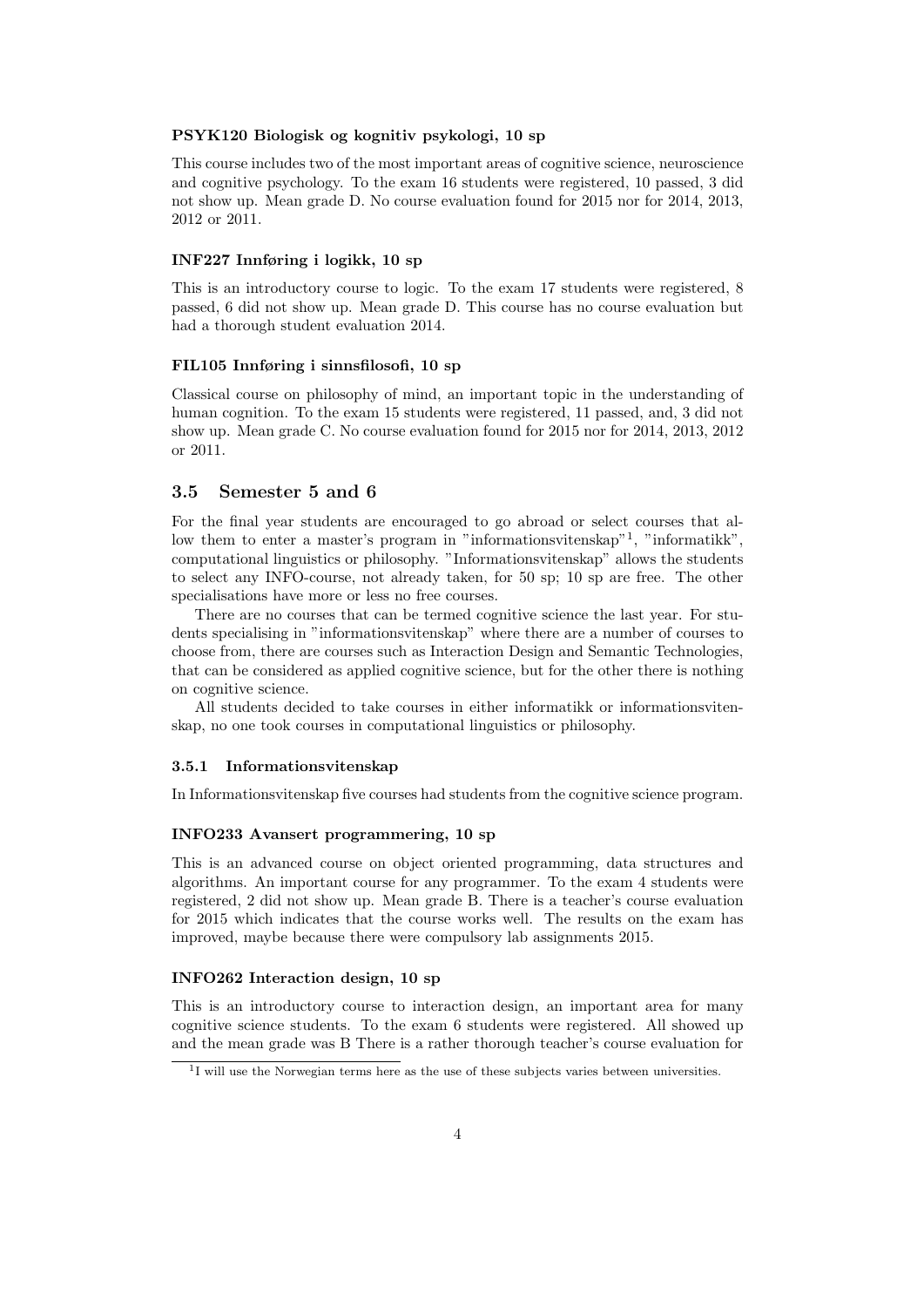#### PSYK120 Biologisk og kognitiv psykologi, 10 sp

This course includes two of the most important areas of cognitive science, neuroscience and cognitive psychology. To the exam 16 students were registered, 10 passed, 3 did not show up. Mean grade D. No course evaluation found for 2015 nor for 2014, 2013, 2012 or 2011.

#### INF227 Innføring i logikk, 10 sp

This is an introductory course to logic. To the exam 17 students were registered, 8 passed, 6 did not show up. Mean grade D. This course has no course evaluation but had a thorough student evaluation 2014.

#### FIL105 Innføring i sinnsfilosofi, 10 sp

Classical course on philosophy of mind, an important topic in the understanding of human cognition. To the exam 15 students were registered, 11 passed, and, 3 did not show up. Mean grade C. No course evaluation found for 2015 nor for 2014, 2013, 2012 or 2011.

## 3.5 Semester 5 and 6

For the final year students are encouraged to go abroad or select courses that allow them to enter a master's program in "informationsvitenskap"[1], "informatikk", computational linguistics or philosophy. "Informationsvitenskap" allows the students to select any INFO-course, not already taken, for 50 sp; 10 sp are free. The other specialisations have more or less no free courses.

There are no courses that can be termed cognitive science the last year. For students specialising in "informationsvitenskap" where there are a number of courses to choose from, there are courses such as Interaction Design and Semantic Technologies, that can be considered as applied cognitive science, but for the other there is nothing on cognitive science.

All students decided to take courses in either informatikk or informationsvitenskap, no one took courses in computational linguistics or philosophy.

### 3.5.1 Informationsvitenskap

In Informationsvitenskap five courses had students from the cognitive science program.

#### INFO233 Avansert programmering, 10 sp

This is an advanced course on object oriented programming, data structures and algorithms. An important course for any programmer. To the exam 4 students were registered, 2 did not show up. Mean grade B. There is a teacher's course evaluation for 2015 which indicates that the course works well. The results on the exam has improved, maybe because there were compulsory lab assignments 2015.

#### INFO262 Interaction design, 10 sp

This is an introductory course to interaction design, an important area for many cognitive science students. To the exam 6 students were registered. All showed up and the mean grade was B There is a rather thorough teacher's course evaluation for

[1] I will use the Norwegian terms here as the use of these subjects varies between universities.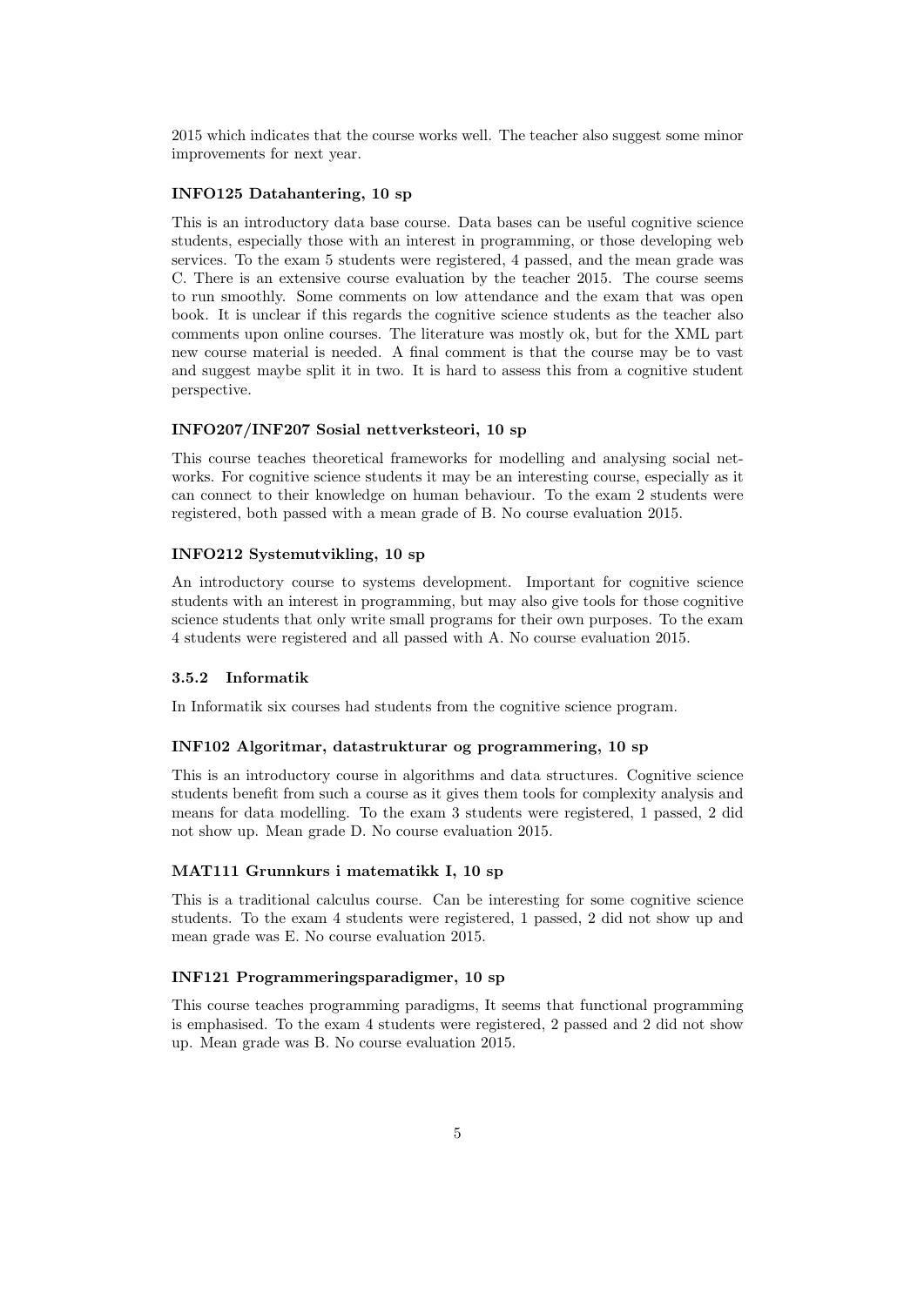2015 which indicates that the course works well. The teacher also suggest some minor improvements for next year.

#### INFO125 Datahantering, 10 sp

This is an introductory data base course. Data bases can be useful cognitive science students, especially those with an interest in programming, or those developing web services. To the exam 5 students were registered, 4 passed, and the mean grade was C. There is an extensive course evaluation by the teacher 2015. The course seems to run smoothly. Some comments on low attendance and the exam that was open book. It is unclear if this regards the cognitive science students as the teacher also comments upon online courses. The literature was mostly ok, but for the XML part new course material is needed. A final comment is that the course may be to vast and suggest maybe split it in two. It is hard to assess this from a cognitive student perspective.

#### INFO207/INF207 Sosial nettverksteori, 10 sp

This course teaches theoretical frameworks for modelling and analysing social networks. For cognitive science students it may be an interesting course, especially as it can connect to their knowledge on human behaviour. To the exam 2 students were registered, both passed with a mean grade of B. No course evaluation 2015.

#### INFO212 Systemutvikling, 10 sp

An introductory course to systems development. Important for cognitive science students with an interest in programming, but may also give tools for those cognitive science students that only write small programs for their own purposes. To the exam 4 students were registered and all passed with A. No course evaluation 2015.

### 3.5.2 Informatik

In Informatik six courses had students from the cognitive science program.

#### INF102 Algoritmar, datastrukturar og programmering, 10 sp

This is an introductory course in algorithms and data structures. Cognitive science students benefit from such a course as it gives them tools for complexity analysis and means for data modelling. To the exam 3 students were registered, 1 passed, 2 did not show up. Mean grade D. No course evaluation 2015.

#### MAT111 Grunnkurs i matematikk I, 10 sp

This is a traditional calculus course. Can be interesting for some cognitive science students. To the exam 4 students were registered, 1 passed, 2 did not show up and mean grade was E. No course evaluation 2015.

#### INF121 Programmeringsparadigmer, 10 sp

This course teaches programming paradigms, It seems that functional programming is emphasised. To the exam 4 students were registered, 2 passed and 2 did not show up. Mean grade was B. No course evaluation 2015.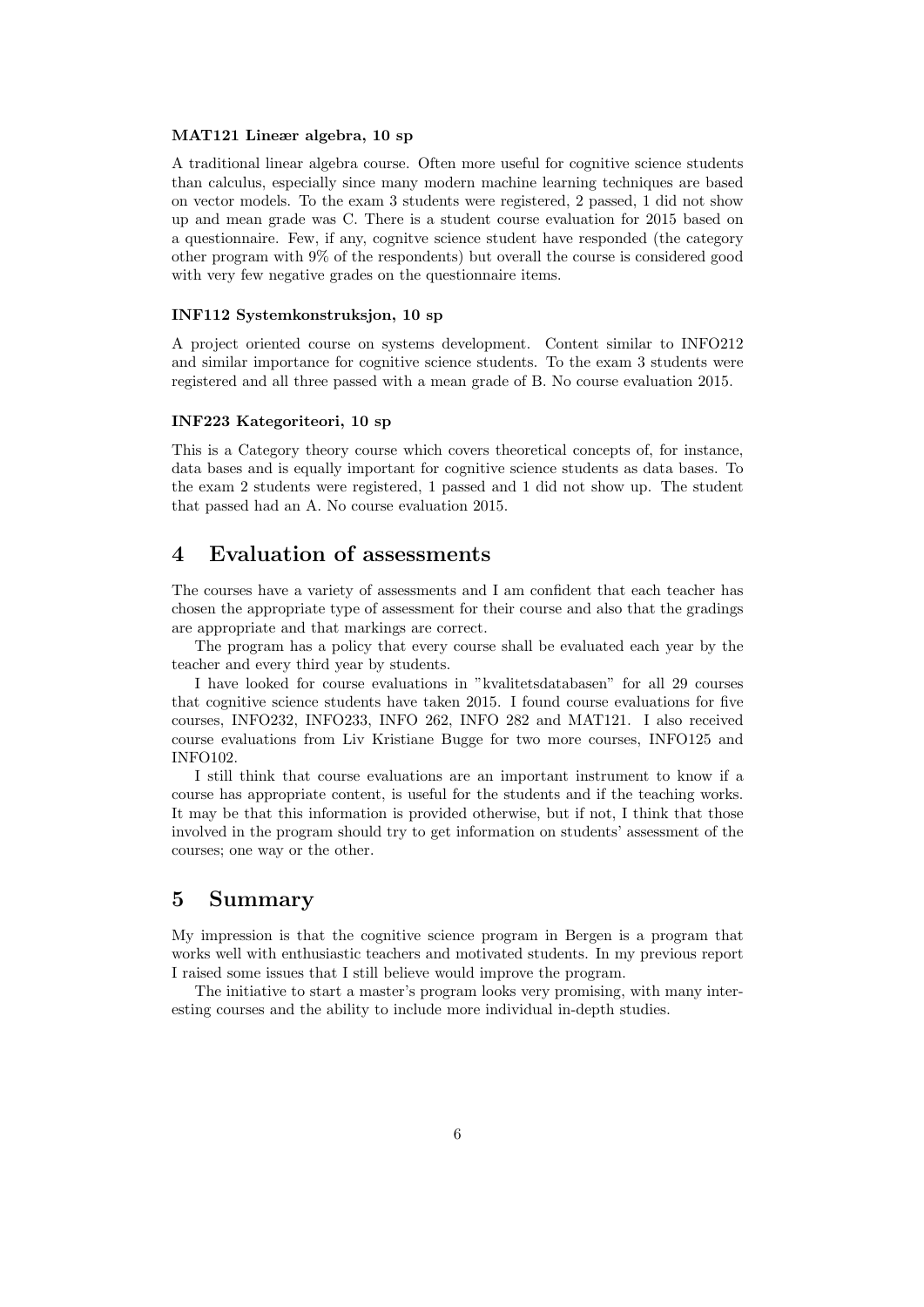#### MAT121 Lineær algebra, 10 sp

A traditional linear algebra course. Often more useful for cognitive science students than calculus, especially since many modern machine learning techniques are based on vector models. To the exam 3 students were registered, 2 passed, 1 did not show up and mean grade was C. There is a student course evaluation for 2015 based on a questionnaire. Few, if any, cognitve science student have responded (the category other program with 9% of the respondents) but overall the course is considered good with very few negative grades on the questionnaire items.

#### INF112 Systemkonstruksjon, 10 sp

A project oriented course on systems development. Content similar to INFO212 and similar importance for cognitive science students. To the exam 3 students were registered and all three passed with a mean grade of B. No course evaluation 2015.

#### INF223 Kategoriteori, 10 sp

This is a Category theory course which covers theoretical concepts of, for instance, data bases and is equally important for cognitive science students as data bases. To the exam 2 students were registered, 1 passed and 1 did not show up. The student that passed had an A. No course evaluation 2015.

## 4 Evaluation of assessments

The courses have a variety of assessments and I am confident that each teacher has chosen the appropriate type of assessment for their course and also that the gradings are appropriate and that markings are correct.

The program has a policy that every course shall be evaluated each year by the teacher and every third year by students.

I have looked for course evaluations in "kvalitetsdatabasen" for all 29 courses that cognitive science students have taken 2015. I found course evaluations for five courses, INFO232, INFO233, INFO 262, INFO 282 and MAT121. I also received course evaluations from Liv Kristiane Bugge for two more courses, INFO125 and INFO102.

I still think that course evaluations are an important instrument to know if a course has appropriate content, is useful for the students and if the teaching works. It may be that this information is provided otherwise, but if not, I think that those involved in the program should try to get information on students' assessment of the courses; one way or the other.

## 5 Summary

My impression is that the cognitive science program in Bergen is a program that works well with enthusiastic teachers and motivated students. In my previous report I raised some issues that I still believe would improve the program.

The initiative to start a master's program looks very promising, with many interesting courses and the ability to include more individual in-depth studies.